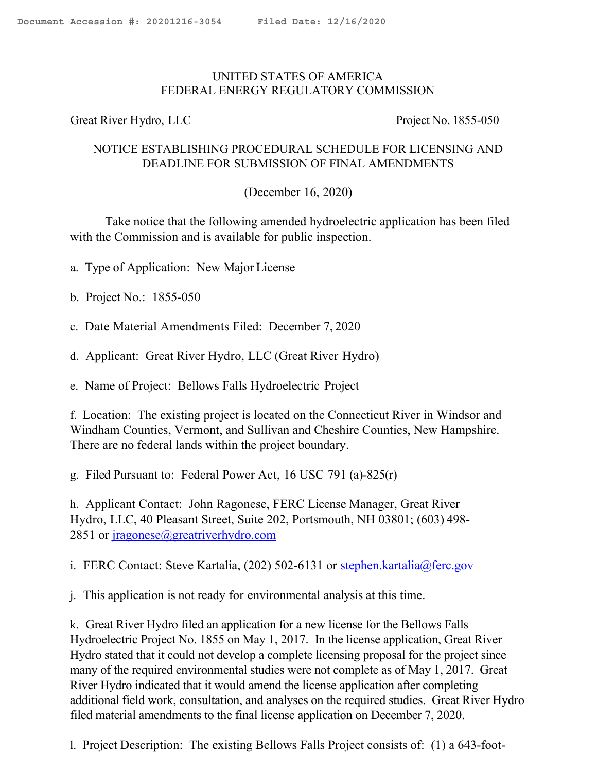UNITED STATES OF AMERICA
FEDERAL ENERGY REGULATORY COMMISSION

Great River Hydro, LLC Project No. 1855-050

NOTICE ESTABLISHING PROCEDURAL SCHEDULE FOR LICENSING AND DEADLINE FOR SUBMISSION OF FINAL AMENDMENTS

(December 16, 2020)

Take notice that the following amended hydroelectric application has been filed with the Commission and is available for public inspection.

a. Type of Application: New Major License

b. Project No.: 1855-050

c. Date Material Amendments Filed: December 7, 2020

d. Applicant: Great River Hydro, LLC (Great River Hydro)

e. Name of Project: Bellows Falls Hydroelectric Project

f. Location: The existing project is located on the Connecticut River in Windsor and Windham Counties, Vermont, and Sullivan and Cheshire Counties, New Hampshire. There are no federal lands within the project boundary.

g. Filed Pursuant to: Federal Power Act, 16 USC 791 (a)-825(r)

h. Applicant Contact: John Ragonese, FERC License Manager, Great River Hydro, LLC, 40 Pleasant Street, Suite 202, Portsmouth, NH 03801; (603) 498-2851 or jragonese@greatriverhydro.com

i. FERC Contact: Steve Kartalia, (202) 502-6131 or stephen.kartalia@ferc.gov

j. This application is not ready for environmental analysis at this time.

k. Great River Hydro filed an application for a new license for the Bellows Falls Hydroelectric Project No. 1855 on May 1, 2017. In the license application, Great River Hydro stated that it could not develop a complete licensing proposal for the project since many of the required environmental studies were not complete as of May 1, 2017. Great River Hydro indicated that it would amend the license application after completing additional field work, consultation, and analyses on the required studies. Great River Hydro filed material amendments to the final license application on December 7, 2020.

l. Project Description: The existing Bellows Falls Project consists of: (1) a 643-foot-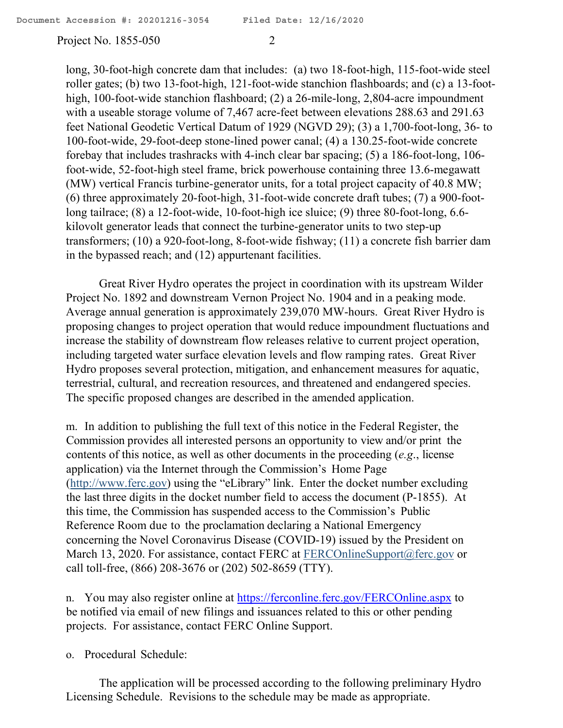long, 30-foot-high concrete dam that includes: (a) two 18-foot-high, 115-foot-wide steel roller gates; (b) two 13-foot-high, 121-foot-wide stanchion flashboards; and (c) a 13-foot-high, 100-foot-wide stanchion flashboard; (2) a 26-mile-long, 2,804-acre impoundment with a useable storage volume of 7,467 acre-feet between elevations 288.63 and 291.63 feet National Geodetic Vertical Datum of 1929 (NGVD 29); (3) a 1,700-foot-long, 36- to 100-foot-wide, 29-foot-deep stone-lined power canal; (4) a 130.25-foot-wide concrete forebay that includes trashracks with 4-inch clear bar spacing; (5) a 186-foot-long, 106-foot-wide, 52-foot-high steel frame, brick powerhouse containing three 13.6-megawatt (MW) vertical Francis turbine-generator units, for a total project capacity of 40.8 MW; (6) three approximately 20-foot-high, 31-foot-wide concrete draft tubes; (7) a 900-foot-long tailrace; (8) a 12-foot-wide, 10-foot-high ice sluice; (9) three 80-foot-long, 6.6-kilovolt generator leads that connect the turbine-generator units to two step-up transformers; (10) a 920-foot-long, 8-foot-wide fishway; (11) a concrete fish barrier dam in the bypassed reach; and (12) appurtenant facilities.

Great River Hydro operates the project in coordination with its upstream Wilder Project No. 1892 and downstream Vernon Project No. 1904 and in a peaking mode. Average annual generation is approximately 239,070 MW-hours. Great River Hydro is proposing changes to project operation that would reduce impoundment fluctuations and increase the stability of downstream flow releases relative to current project operation, including targeted water surface elevation levels and flow ramping rates. Great River Hydro proposes several protection, mitigation, and enhancement measures for aquatic, terrestrial, cultural, and recreation resources, and threatened and endangered species. The specific proposed changes are described in the amended application.

m. In addition to publishing the full text of this notice in the Federal Register, the Commission provides all interested persons an opportunity to view and/or print the contents of this notice, as well as other documents in the proceeding (*e.g.*, license application) via the Internet through the Commission's Home Page (http://www.ferc.gov) using the "eLibrary" link. Enter the docket number excluding the last three digits in the docket number field to access the document (P-1855). At this time, the Commission has suspended access to the Commission's Public Reference Room due to the proclamation declaring a National Emergency concerning the Novel Coronavirus Disease (COVID-19) issued by the President on March 13, 2020. For assistance, contact FERC at FERCOnlineSupport@ferc.gov or call toll-free, (866) 208-3676 or (202) 502-8659 (TTY).

n. You may also register online at https://ferconline.ferc.gov/FERCOnline.aspx to be notified via email of new filings and issuances related to this or other pending projects. For assistance, contact FERC Online Support.

o. Procedural Schedule:

The application will be processed according to the following preliminary Hydro Licensing Schedule. Revisions to the schedule may be made as appropriate.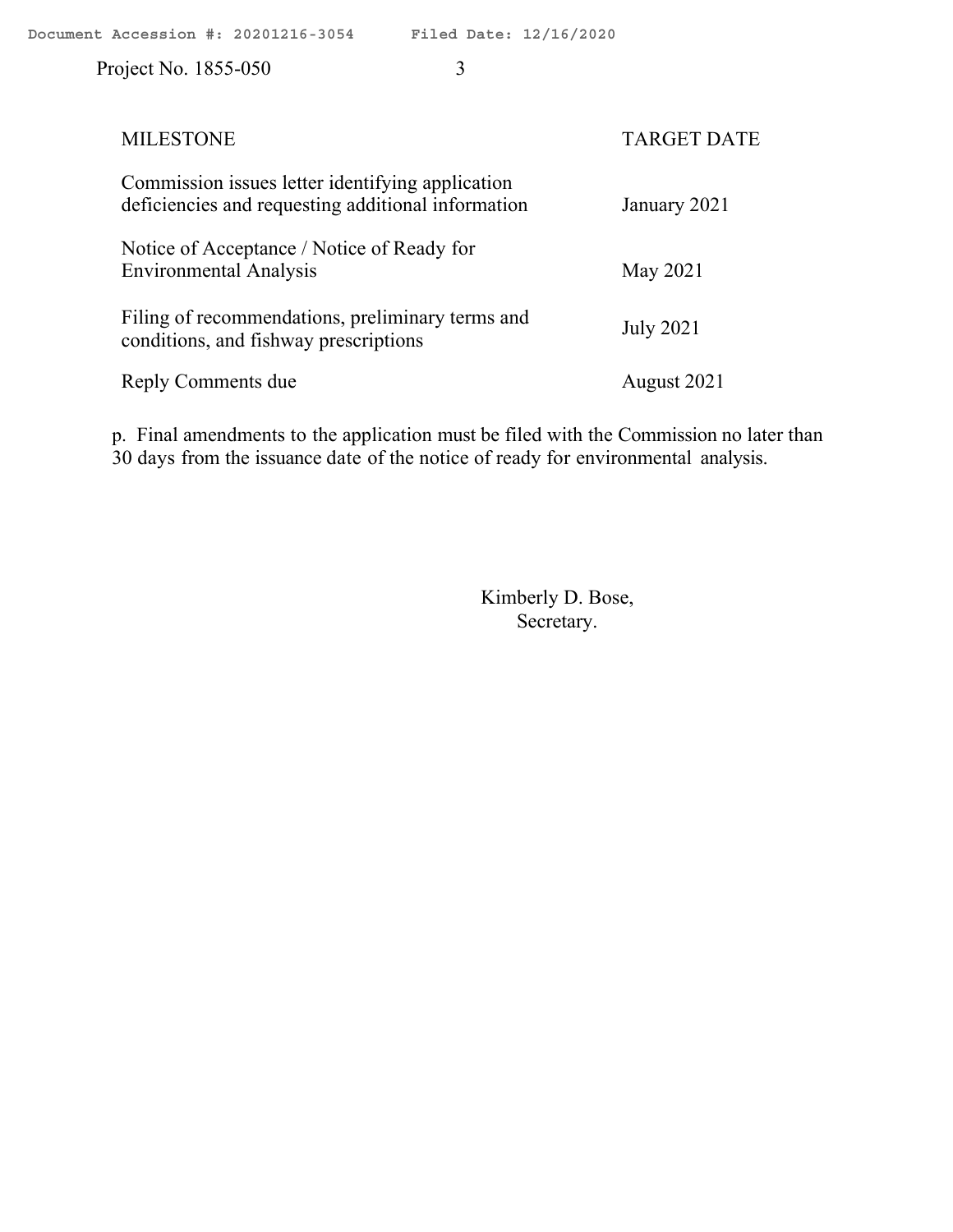| MILESTONE | TARGET DATE |
| --- | --- |
| Commission issues letter identifying application deficiencies and requesting additional information | January 2021 |
| Notice of Acceptance / Notice of Ready for Environmental Analysis | May 2021 |
| Filing of recommendations, preliminary terms and conditions, and fishway prescriptions | July 2021 |
| Reply Comments due | August 2021 |

p. Final amendments to the application must be filed with the Commission no later than 30 days from the issuance date of the notice of ready for environmental analysis.

Kimberly D. Bose,
Secretary.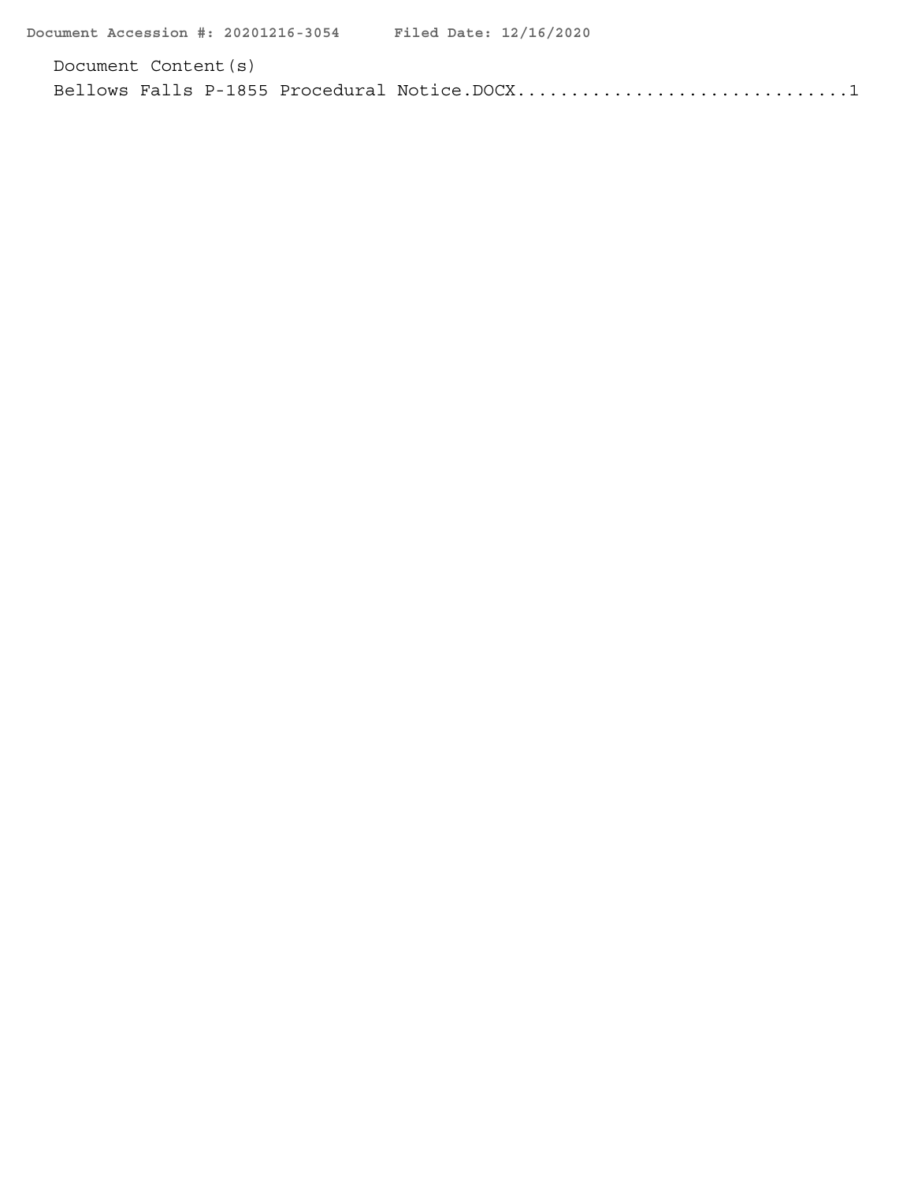Document Accession #: 20201216-3054      Filed Date: 12/16/2020

Document Content(s)

Bellows Falls P-1855 Procedural Notice.DOCX..............................1